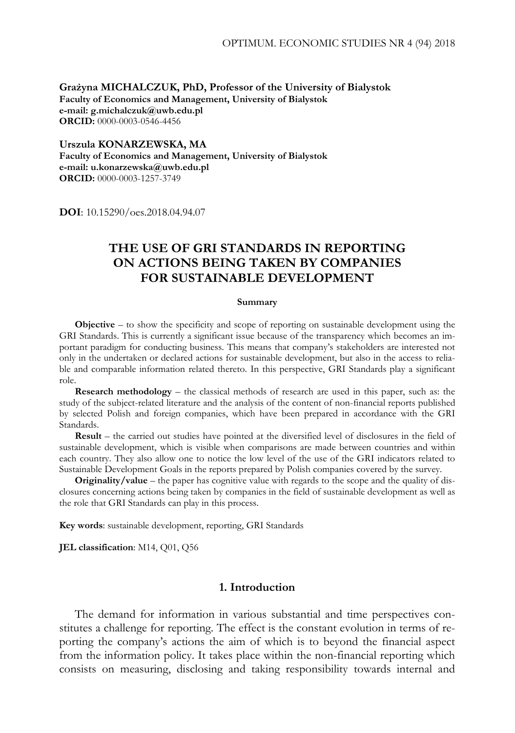**Grażyna MICHALCZUK, PhD, Professor of the University of Bialystok**
**Faculty of Economics and Management, University of Bialystok**
**e-mail: g.michalczuk@uwb.edu.pl**
**ORCID:** 0000-0003-0546-4456

**Urszula KONARZEWSKA, MA**
**Faculty of Economics and Management, University of Bialystok**
**e-mail: u.konarzewska@uwb.edu.pl**
**ORCID:** 0000-0003-1257-3749

**DOI**: 10.15290/oes.2018.04.94.07

# THE USE OF GRI STANDARDS IN REPORTING ON ACTIONS BEING TAKEN BY COMPANIES FOR SUSTAINABLE DEVELOPMENT

**Summary**

**Objective** – to show the specificity and scope of reporting on sustainable development using the GRI Standards. This is currently a significant issue because of the transparency which becomes an important paradigm for conducting business. This means that company's stakeholders are interested not only in the undertaken or declared actions for sustainable development, but also in the access to reliable and comparable information related thereto. In this perspective, GRI Standards play a significant role.

**Research methodology** – the classical methods of research are used in this paper, such as: the study of the subject-related literature and the analysis of the content of non-financial reports published by selected Polish and foreign companies, which have been prepared in accordance with the GRI Standards.

**Result** – the carried out studies have pointed at the diversified level of disclosures in the field of sustainable development, which is visible when comparisons are made between countries and within each country. They also allow one to notice the low level of the use of the GRI indicators related to Sustainable Development Goals in the reports prepared by Polish companies covered by the survey.

**Originality/value** – the paper has cognitive value with regards to the scope and the quality of disclosures concerning actions being taken by companies in the field of sustainable development as well as the role that GRI Standards can play in this process.

**Key words**: sustainable development, reporting, GRI Standards

**JEL classification**: M14, Q01, Q56

## 1. Introduction

The demand for information in various substantial and time perspectives constitutes a challenge for reporting. The effect is the constant evolution in terms of reporting the company's actions the aim of which is to beyond the financial aspect from the information policy. It takes place within the non-financial reporting which consists on measuring, disclosing and taking responsibility towards internal and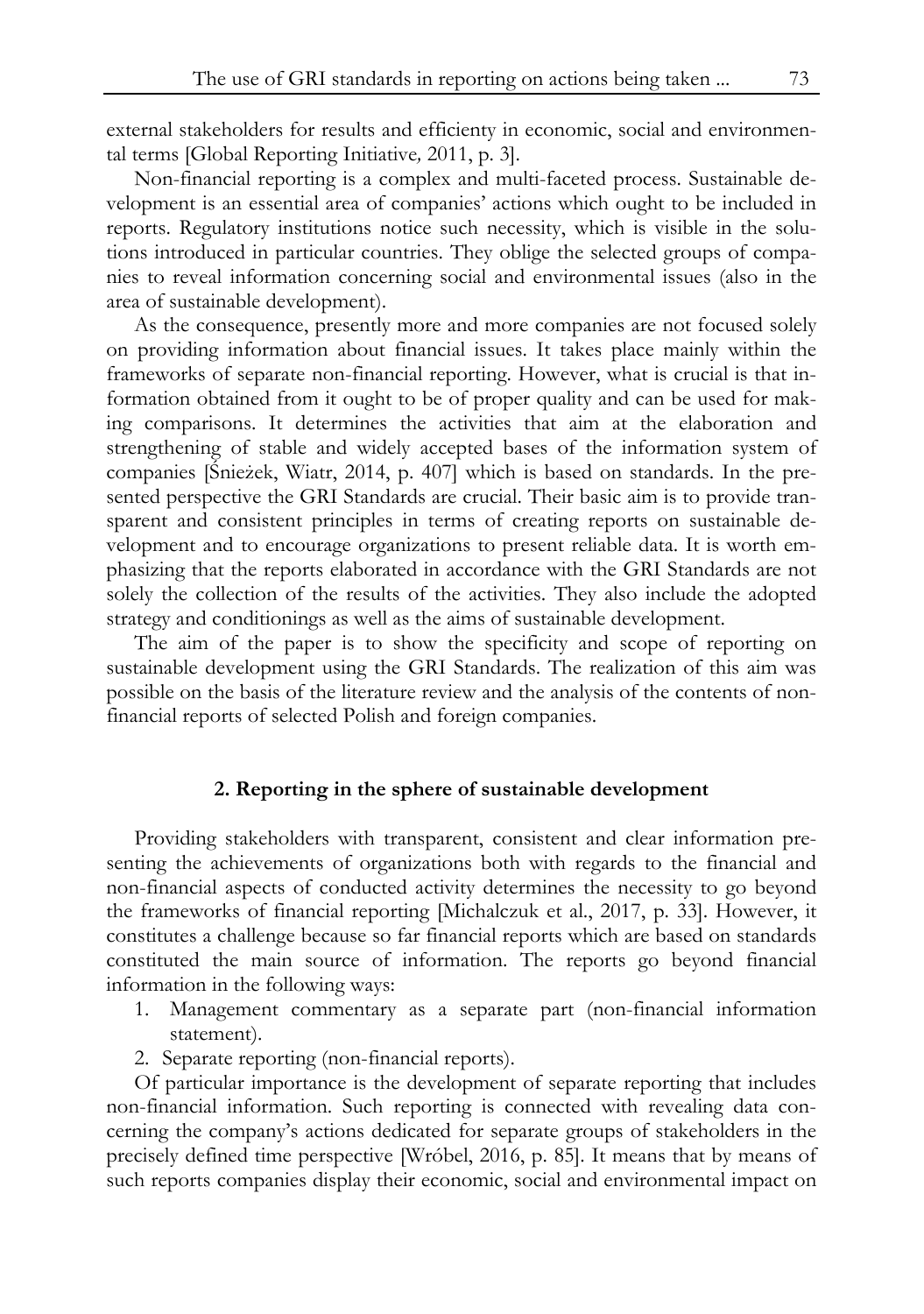external stakeholders for results and efficiency in economic, social and environmental terms [Global Reporting Initiative*,* 2011, p. 3].

Non-financial reporting is a complex and multi-faceted process. Sustainable development is an essential area of companies' actions which ought to be included in reports. Regulatory institutions notice such necessity, which is visible in the solutions introduced in particular countries. They oblige the selected groups of companies to reveal information concerning social and environmental issues (also in the area of sustainable development).

As the consequence, presently more and more companies are not focused solely on providing information about financial issues. It takes place mainly within the frameworks of separate non-financial reporting. However, what is crucial is that information obtained from it ought to be of proper quality and can be used for making comparisons. It determines the activities that aim at the elaboration and strengthening of stable and widely accepted bases of the information system of companies [Śnieżek, Wiatr, 2014, p. 407] which is based on standards. In the presented perspective the GRI Standards are crucial. Their basic aim is to provide transparent and consistent principles in terms of creating reports on sustainable development and to encourage organizations to present reliable data. It is worth emphasizing that the reports elaborated in accordance with the GRI Standards are not solely the collection of the results of the activities. They also include the adopted strategy and conditionings as well as the aims of sustainable development.

The aim of the paper is to show the specificity and scope of reporting on sustainable development using the GRI Standards. The realization of this aim was possible on the basis of the literature review and the analysis of the contents of non-financial reports of selected Polish and foreign companies.

## 2. Reporting in the sphere of sustainable development

Providing stakeholders with transparent, consistent and clear information presenting the achievements of organizations both with regards to the financial and non-financial aspects of conducted activity determines the necessity to go beyond the frameworks of financial reporting [Michalczuk et al., 2017, p. 33]. However, it constitutes a challenge because so far financial reports which are based on standards constituted the main source of information. The reports go beyond financial information in the following ways:

1. Management commentary as a separate part (non-financial information statement).
2. Separate reporting (non-financial reports).

Of particular importance is the development of separate reporting that includes non-financial information. Such reporting is connected with revealing data concerning the company's actions dedicated for separate groups of stakeholders in the precisely defined time perspective [Wróbel, 2016, p. 85]. It means that by means of such reports companies display their economic, social and environmental impact on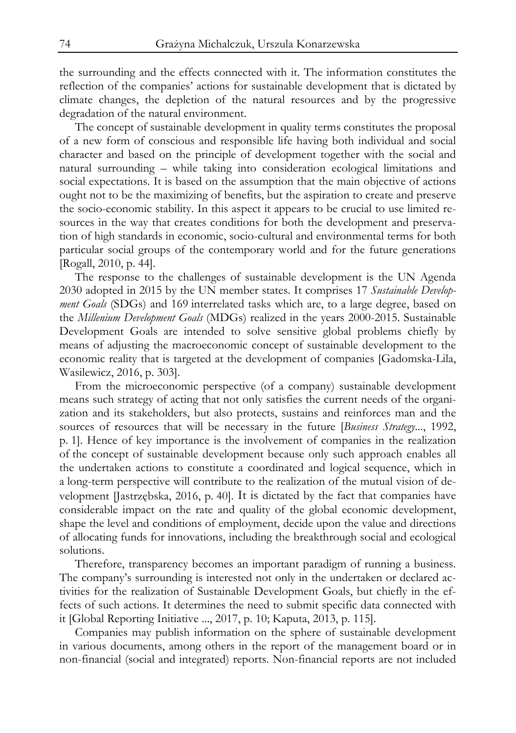the surrounding and the effects connected with it. The information constitutes the reflection of the companies' actions for sustainable development that is dictated by climate changes, the depletion of the natural resources and by the progressive degradation of the natural environment.

The concept of sustainable development in quality terms constitutes the proposal of a new form of conscious and responsible life having both individual and social character and based on the principle of development together with the social and natural surrounding – while taking into consideration ecological limitations and social expectations. It is based on the assumption that the main objective of actions ought not to be the maximizing of benefits, but the aspiration to create and preserve the socio-economic stability. In this aspect it appears to be crucial to use limited resources in the way that creates conditions for both the development and preservation of high standards in economic, socio-cultural and environmental terms for both particular social groups of the contemporary world and for the future generations [Rogall, 2010, p. 44].

The response to the challenges of sustainable development is the UN Agenda 2030 adopted in 2015 by the UN member states. It comprises 17 *Sustainable Development Goals* (SDGs) and 169 interrelated tasks which are, to a large degree, based on the *Millenium Development Goals* (MDGs) realized in the years 2000-2015. Sustainable Development Goals are intended to solve sensitive global problems chiefly by means of adjusting the macroeconomic concept of sustainable development to the economic reality that is targeted at the development of companies [Gadomska-Lila, Wasilewicz, 2016, p. 303].

From the microeconomic perspective (of a company) sustainable development means such strategy of acting that not only satisfies the current needs of the organization and its stakeholders, but also protects, sustains and reinforces man and the sources of resources that will be necessary in the future [*Business Strategy*..., 1992, p. 1]. Hence of key importance is the involvement of companies in the realization of the concept of sustainable development because only such approach enables all the undertaken actions to constitute a coordinated and logical sequence, which in a long-term perspective will contribute to the realization of the mutual vision of development [Jastrzębska, 2016, p. 40]. It is dictated by the fact that companies have considerable impact on the rate and quality of the global economic development, shape the level and conditions of employment, decide upon the value and directions of allocating funds for innovations, including the breakthrough social and ecological solutions.

Therefore, transparency becomes an important paradigm of running a business. The company's surrounding is interested not only in the undertaken or declared activities for the realization of Sustainable Development Goals, but chiefly in the effects of such actions. It determines the need to submit specific data connected with it [Global Reporting Initiative ..., 2017, p. 10; Kaputa, 2013, p. 115].

Companies may publish information on the sphere of sustainable development in various documents, among others in the report of the management board or in non-financial (social and integrated) reports. Non-financial reports are not included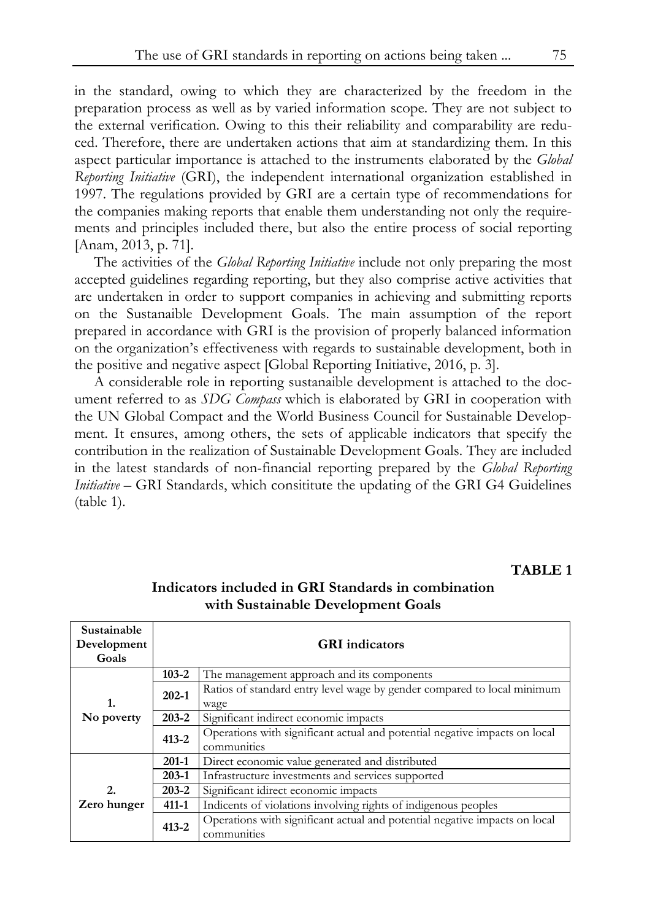in the standard, owing to which they are characterized by the freedom in the preparation process as well as by varied information scope. They are not subject to the external verification. Owing to this their reliability and comparability are reduced. Therefore, there are undertaken actions that aim at standardizing them. In this aspect particular importance is attached to the instruments elaborated by the *Global Reporting Initiative* (GRI), the independent international organization established in 1997. The regulations provided by GRI are a certain type of recommendations for the companies making reports that enable them understanding not only the requirements and principles included there, but also the entire process of social reporting [Anam, 2013, p. 71].

The activities of the *Global Reporting Initiative* include not only preparing the most accepted guidelines regarding reporting, but they also comprise active activities that are undertaken in order to support companies in achieving and submitting reports on the Sustanaible Development Goals. The main assumption of the report prepared in accordance with GRI is the provision of properly balanced information on the organization's effectiveness with regards to sustainable development, both in the positive and negative aspect [Global Reporting Initiative, 2016, p. 3].

A considerable role in reporting sustanaible development is attached to the document referred to as *SDG Compass* which is elaborated by GRI in cooperation with the UN Global Compact and the World Business Council for Sustainable Development. It ensures, among others, the sets of applicable indicators that specify the contribution in the realization of Sustainable Development Goals. They are included in the latest standards of non-financial reporting prepared by the *Global Reporting Initiative* – GRI Standards, which consititute the updating of the GRI G4 Guidelines (table 1).

**TABLE 1**

**Indicators included in GRI Standards in combination with Sustainable Development Goals**

| Sustainable Development Goals | GRI indicators | |
|---|---|---|
| **1. No poverty** | **103-2** | The management approach and its components |
| | **202-1** | Ratios of standard entry level wage by gender compared to local minimum wage |
| | **203-2** | Significant indirect economic impacts |
| | **413-2** | Operations with significant actual and potential negative impacts on local communities |
| **2. Zero hunger** | **201-1** | Direct economic value generated and distributed |
| | **203-1** | Infrastructure investments and services supported |
| | **203-2** | Significant idirect economic impacts |
| | **411-1** | Indicents of violations involving rights of indigenous peoples |
| | **413-2** | Operations with significant actual and potential negative impacts on local communities |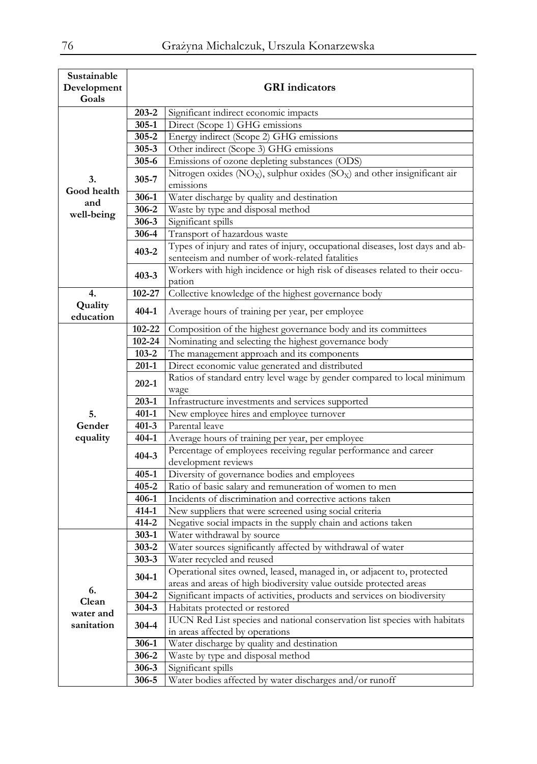| Sustainable Development Goals | GRI indicators | |
|---|---|---|
| 3. Good health and well-being | **203-2** | Significant indirect economic impacts |
| | **305-1** | Direct (Scope 1) GHG emissions |
| | **305-2** | Energy indirect (Scope 2) GHG emissions |
| | **305-3** | Other indirect (Scope 3) GHG emissions |
| | **305-6** | Emissions of ozone depleting substances (ODS) |
| | **305-7** | Nitrogen oxides ($NO_X$), sulphur oxides ($SO_X$) and other insignificant air emissions |
| | **306-1** | Water discharge by quality and destination |
| | **306-2** | Waste by type and disposal method |
| | **306-3** | Significant spills |
| | **306-4** | Transport of hazardous waste |
| | **403-2** | Types of injury and rates of injury, occupational diseases, lost days and absenteeism and number of work-related fatalities |
| | **403-3** | Workers with high incidence or high risk of diseases related to their occupation |
| 4. Quality education | **102-27** | Collective knowledge of the highest governance body |
| | **404-1** | Average hours of training per year, per employee |
| 5. Gender equality | **102-22** | Composition of the highest governance body and its committees |
| | **102-24** | Nominating and selecting the highest governance body |
| | **103-2** | The management approach and its components |
| | **201-1** | Direct economic value generated and distributed |
| | **202-1** | Ratios of standard entry level wage by gender compared to local minimum wage |
| | **203-1** | Infrastructure investments and services supported |
| | **401-1** | New employee hires and employee turnover |
| | **401-3** | Parental leave |
| | **404-1** | Average hours of training per year, per employee |
| | **404-3** | Percentage of employees receiving regular performance and career development reviews |
| | **405-1** | Diversity of governance bodies and employees |
| | **405-2** | Ratio of basic salary and remuneration of women to men |
| | **406-1** | Incidents of discrimination and corrective actions taken |
| | **414-1** | New suppliers that were screened using social criteria |
| | **414-2** | Negative social impacts in the supply chain and actions taken |
| 6. Clean water and sanitation | **303-1** | Water withdrawal by source |
| | **303-2** | Water sources significantly affected by withdrawal of water |
| | **303-3** | Water recycled and reused |
| | **304-1** | Operational sites owned, leased, managed in, or adjacent to, protected areas and areas of high biodiversity value outside protected areas |
| | **304-2** | Significant impacts of activities, products and services on biodiversity |
| | **304-3** | Habitats protected or restored |
| | **304-4** | IUCN Red List species and national conservation list species with habitats in areas affected by operations |
| | **306-1** | Water discharge by quality and destination |
| | **306-2** | Waste by type and disposal method |
| | **306-3** | Significant spills |
| | **306-5** | Water bodies affected by water discharges and/or runoff |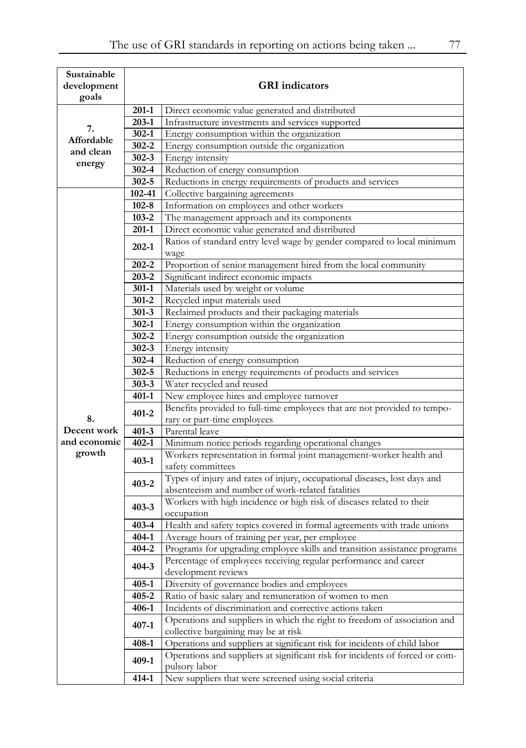| Sustainable development goals | GRI indicators | |
|---|---|---|
| 7. Affordable and clean energy | 201-1 | Direct economic value generated and distributed |
| | 203-1 | Infrastructure investments and services supported |
| | 302-1 | Energy consumption within the organization |
| | 302-2 | Energy consumption outside the organization |
| | 302-3 | Energy intensity |
| | 302-4 | Reduction of energy consumption |
| | 302-5 | Reductions in energy requirements of products and services |
| 8. Decent work and economic growth | 102-41 | Collective bargaining agreements |
| | 102-8 | Information on employees and other workers |
| | 103-2 | The management approach and its components |
| | 201-1 | Direct economic value generated and distributed |
| | 202-1 | Ratios of standard entry level wage by gender compared to local minimum wage |
| | 202-2 | Proportion of senior management hired from the local community |
| | 203-2 | Significant indirect economic impacts |
| | 301-1 | Materials used by weight or volume |
| | 301-2 | Recycled input materials used |
| | 301-3 | Reclaimed products and their packaging materials |
| | 302-1 | Energy consumption within the organization |
| | 302-2 | Energy consumption outside the organization |
| | 302-3 | Energy intensity |
| | 302-4 | Reduction of energy consumption |
| | 302-5 | Reductions in energy requirements of products and services |
| | 303-3 | Water recycled and reused |
| | 401-1 | New employee hires and employee turnover |
| | 401-2 | Benefits provided to full-time employees that are not provided to temporary or part-time employees |
| | 401-3 | Parental leave |
| | 402-1 | Minimum notice periods regarding operational changes |
| | 403-1 | Workers representation in formal joint management-worker health and safety committees |
| | 403-2 | Types of injury and rates of injury, occupational diseases, lost days and absenteeism and number of work-related fatalities |
| | 403-3 | Workers with high incidence or high risk of diseases related to their occupation |
| | 403-4 | Health and safety topics covered in formal agreements with trade unions |
| | 404-1 | Average hours of training per year, per employee |
| | 404-2 | Programs for upgrading employee skills and transition assistance programs |
| | 404-3 | Percentage of employees receiving regular performance and career development reviews |
| | 405-1 | Diversity of governance bodies and employees |
| | 405-2 | Ratio of basic salary and remuneration of women to men |
| | 406-1 | Incidents of discrimination and corrective actions taken |
| | 407-1 | Operations and suppliers in which the right to freedom of association and collective bargaining may be at risk |
| | 408-1 | Operations and suppliers at significant risk for incidents of child labor |
| | 409-1 | Operations and suppliers at significant risk for incidents of forced or compulsory labor |
| | 414-1 | New suppliers that were screened using social criteria |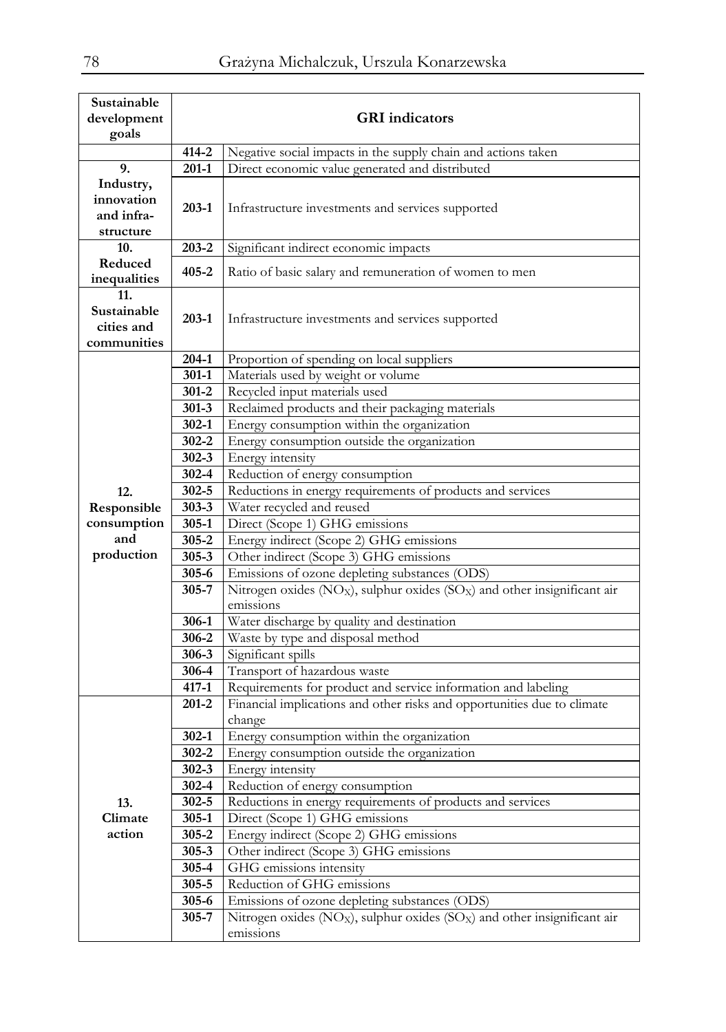| Sustainable development goals | GRI indicators | |
|---|---|---|
| | **414-2** | Negative social impacts in the supply chain and actions taken |
| **9. Industry, innovation and infra-structure** | **201-1** | Direct economic value generated and distributed |
| | **203-1** | Infrastructure investments and services supported |
| **10. Reduced inequalities** | **203-2** | Significant indirect economic impacts |
| | **405-2** | Ratio of basic salary and remuneration of women to men |
| **11. Sustainable cities and communities** | **203-1** | Infrastructure investments and services supported |
| **12. Responsible consumption and production** | **204-1** | Proportion of spending on local suppliers |
| | **301-1** | Materials used by weight or volume |
| | **301-2** | Recycled input materials used |
| | **301-3** | Reclaimed products and their packaging materials |
| | **302-1** | Energy consumption within the organization |
| | **302-2** | Energy consumption outside the organization |
| | **302-3** | Energy intensity |
| | **302-4** | Reduction of energy consumption |
| | **302-5** | Reductions in energy requirements of products and services |
| | **303-3** | Water recycled and reused |
| | **305-1** | Direct (Scope 1) GHG emissions |
| | **305-2** | Energy indirect (Scope 2) GHG emissions |
| | **305-3** | Other indirect (Scope 3) GHG emissions |
| | **305-6** | Emissions of ozone depleting substances (ODS) |
| | **305-7** | Nitrogen oxides ($NO_X$), sulphur oxides ($SO_X$) and other insignificant air emissions |
| | **306-1** | Water discharge by quality and destination |
| | **306-2** | Waste by type and disposal method |
| | **306-3** | Significant spills |
| | **306-4** | Transport of hazardous waste |
| | **417-1** | Requirements for product and service information and labeling |
| **13. Climate action** | **201-2** | Financial implications and other risks and opportunities due to climate change |
| | **302-1** | Energy consumption within the organization |
| | **302-2** | Energy consumption outside the organization |
| | **302-3** | Energy intensity |
| | **302-4** | Reduction of energy consumption |
| | **302-5** | Reductions in energy requirements of products and services |
| | **305-1** | Direct (Scope 1) GHG emissions |
| | **305-2** | Energy indirect (Scope 2) GHG emissions |
| | **305-3** | Other indirect (Scope 3) GHG emissions |
| | **305-4** | GHG emissions intensity |
| | **305-5** | Reduction of GHG emissions |
| | **305-6** | Emissions of ozone depleting substances (ODS) |
| | **305-7** | Nitrogen oxides ($NO_X$), sulphur oxides ($SO_X$) and other insignificant air emissions |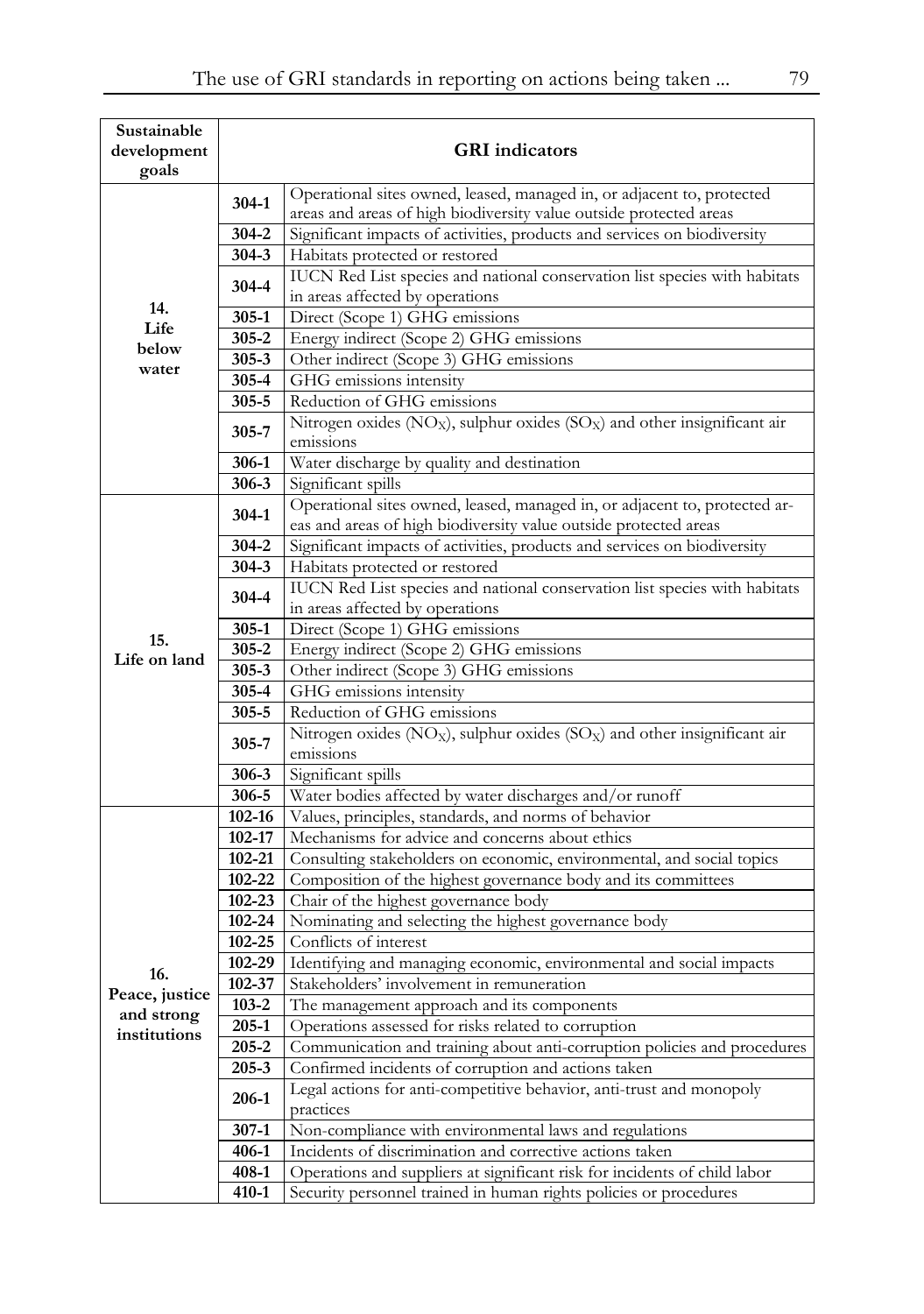| Sustainable development goals | GRI indicators | |
|---|---|---|
| 14. Life below water | **304-1** | Operational sites owned, leased, managed in, or adjacent to, protected areas and areas of high biodiversity value outside protected areas |
| | **304-2** | Significant impacts of activities, products and services on biodiversity |
| | **304-3** | Habitats protected or restored |
| | **304-4** | IUCN Red List species and national conservation list species with habitats in areas affected by operations |
| | **305-1** | Direct (Scope 1) GHG emissions |
| | **305-2** | Energy indirect (Scope 2) GHG emissions |
| | **305-3** | Other indirect (Scope 3) GHG emissions |
| | **305-4** | GHG emissions intensity |
| | **305-5** | Reduction of GHG emissions |
| | **305-7** | Nitrogen oxides ($NO_X$), sulphur oxides ($SO_X$) and other insignificant air emissions |
| | **306-1** | Water discharge by quality and destination |
| | **306-3** | Significant spills |
| 15. Life on land | **304-1** | Operational sites owned, leased, managed in, or adjacent to, protected areas and areas of high biodiversity value outside protected areas |
| | **304-2** | Significant impacts of activities, products and services on biodiversity |
| | **304-3** | Habitats protected or restored |
| | **304-4** | IUCN Red List species and national conservation list species with habitats in areas affected by operations |
| | **305-1** | Direct (Scope 1) GHG emissions |
| | **305-2** | Energy indirect (Scope 2) GHG emissions |
| | **305-3** | Other indirect (Scope 3) GHG emissions |
| | **305-4** | GHG emissions intensity |
| | **305-5** | Reduction of GHG emissions |
| | **305-7** | Nitrogen oxides ($NO_X$), sulphur oxides ($SO_X$) and other insignificant air emissions |
| | **306-3** | Significant spills |
| | **306-5** | Water bodies affected by water discharges and/or runoff |
| 16. Peace, justice and strong institutions | **102-16** | Values, principles, standards, and norms of behavior |
| | **102-17** | Mechanisms for advice and concerns about ethics |
| | **102-21** | Consulting stakeholders on economic, environmental, and social topics |
| | **102-22** | Composition of the highest governance body and its committees |
| | **102-23** | Chair of the highest governance body |
| | **102-24** | Nominating and selecting the highest governance body |
| | **102-25** | Conflicts of interest |
| | **102-29** | Identifying and managing economic, environmental and social impacts |
| | **102-37** | Stakeholders' involvement in remuneration |
| | **103-2** | The management approach and its components |
| | **205-1** | Operations assessed for risks related to corruption |
| | **205-2** | Communication and training about anti-corruption policies and procedures |
| | **205-3** | Confirmed incidents of corruption and actions taken |
| | **206-1** | Legal actions for anti-competitive behavior, anti-trust and monopoly practices |
| | **307-1** | Non-compliance with environmental laws and regulations |
| | **406-1** | Incidents of discrimination and corrective actions taken |
| | **408-1** | Operations and suppliers at significant risk for incidents of child labor |
| | **410-1** | Security personnel trained in human rights policies or procedures |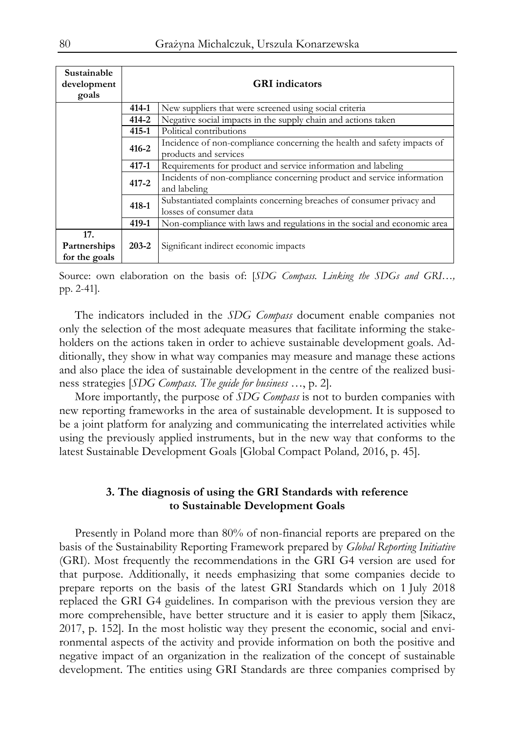| Sustainable development goals | GRI indicators | |
|---|---|---|
| | **414-1** | New suppliers that were screened using social criteria |
| | **414-2** | Negative social impacts in the supply chain and actions taken |
| | **415-1** | Political contributions |
| | **416-2** | Incidence of non-compliance concerning the health and safety impacts of products and services |
| | **417-1** | Requirements for product and service information and labeling |
| | **417-2** | Incidents of non-compliance concerning product and service information and labeling |
| | **418-1** | Substantiated complaints concerning breaches of consumer privacy and losses of consumer data |
| | **419-1** | Non-compliance with laws and regulations in the social and economic area |
| **17. Partnerships for the goals** | **203-2** | Significant indirect economic impacts |

Source: own elaboration on the basis of: [*SDG Compass. Linking the SDGs and GRI…,* pp. 2-41].

The indicators included in the *SDG Compass* document enable companies not only the selection of the most adequate measures that facilitate informing the stakeholders on the actions taken in order to achieve sustainable development goals. Additionally, they show in what way companies may measure and manage these actions and also place the idea of sustainable development in the centre of the realized business strategies [*SDG Compass. The guide for business* …, p. 2].

More importantly, the purpose of *SDG Compass* is not to burden companies with new reporting frameworks in the area of sustainable development. It is supposed to be a joint platform for analyzing and communicating the interrelated activities while using the previously applied instruments, but in the new way that conforms to the latest Sustainable Development Goals [Global Compact Poland*,* 2016, p. 45].

## 3. The diagnosis of using the GRI Standards with reference to Sustainable Development Goals

Presently in Poland more than 80% of non-financial reports are prepared on the basis of the Sustainability Reporting Framework prepared by *Global Reporting Initiative* (GRI). Most frequently the recommendations in the GRI G4 version are used for that purpose. Additionally, it needs emphasizing that some companies decide to prepare reports on the basis of the latest GRI Standards which on 1 July 2018 replaced the GRI G4 guidelines. In comparison with the previous version they are more comprehensible, have better structure and it is easier to apply them [Sikacz, 2017, p. 152]. In the most holistic way they present the economic, social and environmental aspects of the activity and provide information on both the positive and negative impact of an organization in the realization of the concept of sustainable development. The entities using GRI Standards are three companies comprised by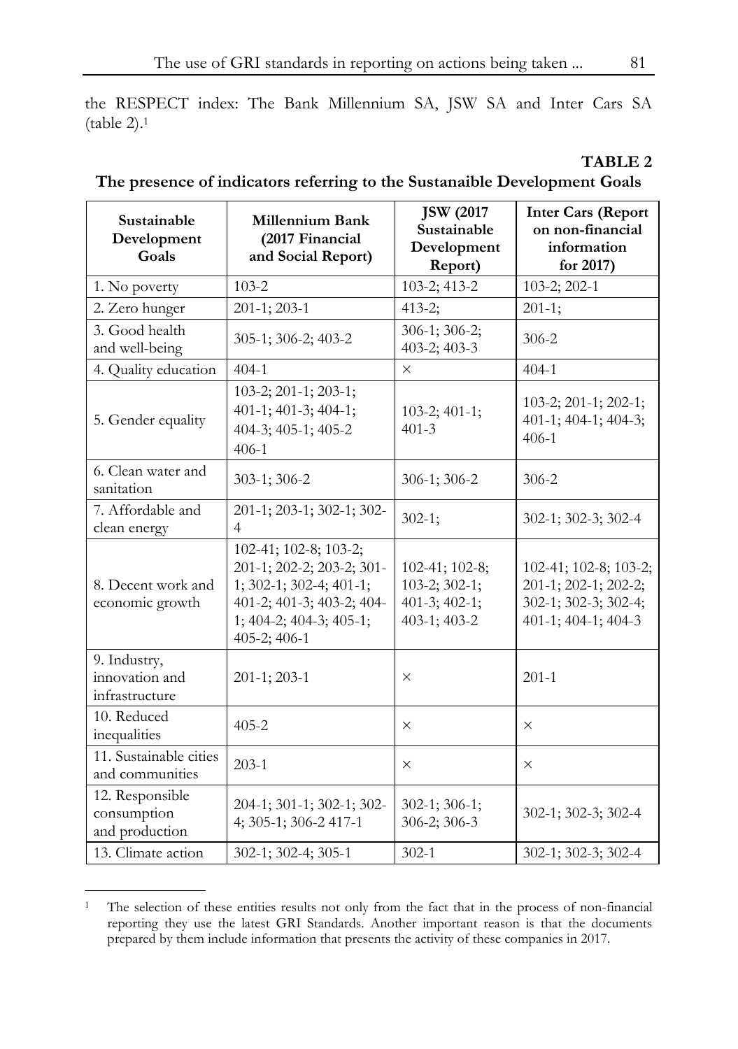the RESPECT index: The Bank Millennium SA, JSW SA and Inter Cars SA (table 2).[1]

**TABLE 2**

**The presence of indicators referring to the Sustanaible Development Goals**

| Sustainable Development Goals | Millennium Bank (2017 Financial and Social Report) | JSW (2017 Sustainable Development Report) | Inter Cars (Report on non-financial information for 2017) |
|---|---|---|---|
| 1. No poverty | 103-2 | 103-2; 413-2 | 103-2; 202-1 |
| 2. Zero hunger | 201-1; 203-1 | 413-2; | 201-1; |
| 3. Good health and well-being | 305-1; 306-2; 403-2 | 306-1; 306-2; 403-2; 403-3 | 306-2 |
| 4. Quality education | 404-1 | × | 404-1 |
| 5. Gender equality | 103-2; 201-1; 203-1; 401-1; 401-3; 404-1; 404-3; 405-1; 405-2 406-1 | 103-2; 401-1; 401-3 | 103-2; 201-1; 202-1; 401-1; 404-1; 404-3; 406-1 |
| 6. Clean water and sanitation | 303-1; 306-2 | 306-1; 306-2 | 306-2 |
| 7. Affordable and clean energy | 201-1; 203-1; 302-1; 302-4 | 302-1; | 302-1; 302-3; 302-4 |
| 8. Decent work and economic growth | 102-41; 102-8; 103-2; 201-1; 202-2; 203-2; 301-1; 302-1; 302-4; 401-1; 401-2; 401-3; 403-2; 404-1; 404-2; 404-3; 405-1; 405-2; 406-1 | 102-41; 102-8; 103-2; 302-1; 401-3; 402-1; 403-1; 403-2 | 102-41; 102-8; 103-2; 201-1; 202-1; 202-2; 302-1; 302-3; 302-4; 401-1; 404-1; 404-3 |
| 9. Industry, innovation and infrastructure | 201-1; 203-1 | × | 201-1 |
| 10. Reduced inequalities | 405-2 | × | × |
| 11. Sustainable cities and communities | 203-1 | × | × |
| 12. Responsible consumption and production | 204-1; 301-1; 302-1; 302-4; 305-1; 306-2 417-1 | 302-1; 306-1; 306-2; 306-3 | 302-1; 302-3; 302-4 |
| 13. Climate action | 302-1; 302-4; 305-1 | 302-1 | 302-1; 302-3; 302-4 |

[1] The selection of these entities results not only from the fact that in the process of non-financial reporting they use the latest GRI Standards. Another important reason is that the documents prepared by them include information that presents the activity of these companies in 2017.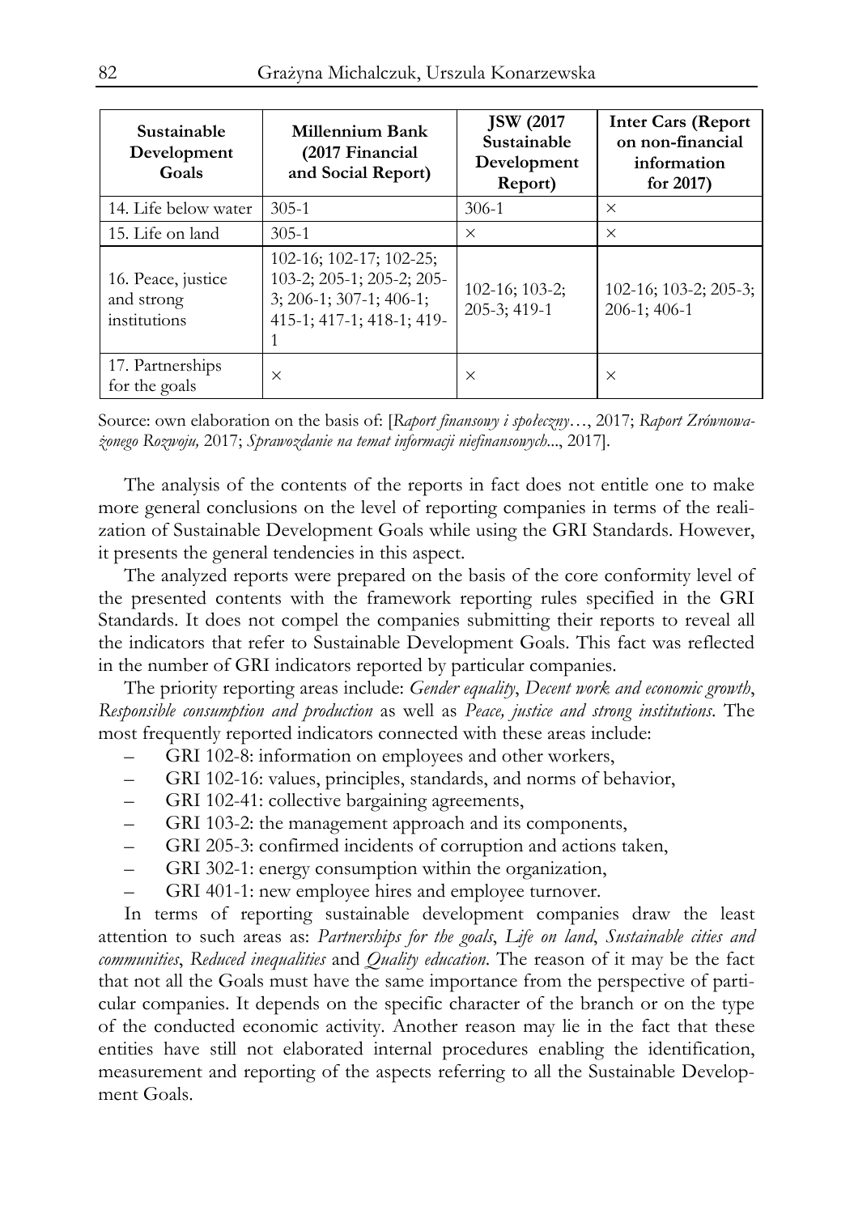| Sustainable Development Goals | Millennium Bank (2017 Financial and Social Report) | JSW (2017 Sustainable Development Report) | Inter Cars (Report on non-financial information for 2017) |
|---|---|---|---|
| 14. Life below water | 305-1 | 306-1 | × |
| 15. Life on land | 305-1 | × | × |
| 16. Peace, justice and strong institutions | 102-16; 102-17; 102-25; 103-2; 205-1; 205-2; 205-3; 206-1; 307-1; 406-1; 415-1; 417-1; 418-1; 419-1 | 102-16; 103-2; 205-3; 419-1 | 102-16; 103-2; 205-3; 206-1; 406-1 |
| 17. Partnerships for the goals | × | × | × |

Source: own elaboration on the basis of: [*Raport finansowy i społeczny*…, 2017; *Raport Zrównoważonego Rozwoju,* 2017; *Sprawozdanie na temat informacji niefinansowych*..., 2017].

The analysis of the contents of the reports in fact does not entitle one to make more general conclusions on the level of reporting companies in terms of the realization of Sustainable Development Goals while using the GRI Standards. However, it presents the general tendencies in this aspect.

The analyzed reports were prepared on the basis of the core conformity level of the presented contents with the framework reporting rules specified in the GRI Standards. It does not compel the companies submitting their reports to reveal all the indicators that refer to Sustainable Development Goals. This fact was reflected in the number of GRI indicators reported by particular companies.

The priority reporting areas include: *Gender equality*, *Decent work and economic growth*, *Responsible consumption and production* as well as *Peace, justice and strong institutions*. The most frequently reported indicators connected with these areas include:

- GRI 102-8: information on employees and other workers,
- GRI 102-16: values, principles, standards, and norms of behavior,
- GRI 102-41: collective bargaining agreements,
- GRI 103-2: the management approach and its components,
- GRI 205-3: confirmed incidents of corruption and actions taken,
- GRI 302-1: energy consumption within the organization,
- GRI 401-1: new employee hires and employee turnover.

In terms of reporting sustainable development companies draw the least attention to such areas as: *Partnerships for the goals*, *Life on land*, *Sustainable cities and communities*, *Reduced inequalities* and *Quality education*. The reason of it may be the fact that not all the Goals must have the same importance from the perspective of particular companies. It depends on the specific character of the branch or on the type of the conducted economic activity. Another reason may lie in the fact that these entities have still not elaborated internal procedures enabling the identification, measurement and reporting of the aspects referring to all the Sustainable Development Goals.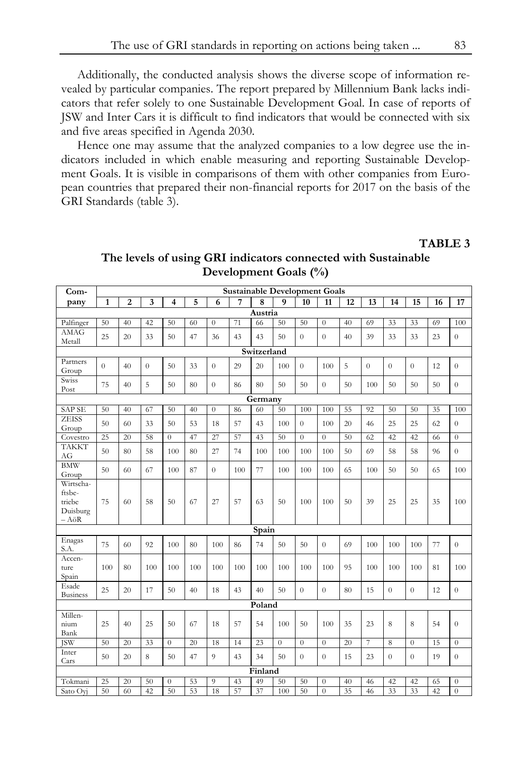Additionally, the conducted analysis shows the diverse scope of information revealed by particular companies. The report prepared by Millennium Bank lacks indicators that refer solely to one Sustainable Development Goal. In case of reports of JSW and Inter Cars it is difficult to find indicators that would be connected with six and five areas specified in Agenda 2030.

Hence one may assume that the analyzed companies to a low degree use the indicators included in which enable measuring and reporting Sustainable Development Goals. It is visible in comparisons of them with other companies from European countries that prepared their non-financial reports for 2017 on the basis of the GRI Standards (table 3).

**TABLE 3**

**The levels of using GRI indicators connected with Sustainable Development Goals (%)**

| Company | Sustainable Development Goals | | | | | | | | | | | | | | | | |
|---|---|---|---|---|---|---|---|---|---|---|---|---|---|---|---|---|---|
| | 1 | 2 | 3 | 4 | 5 | 6 | 7 | 8 | 9 | 10 | 11 | 12 | 13 | 14 | 15 | 16 | 17 |
| **Austria** | | | | | | | | | | | | | | | | | |
| Palfinger | 50 | 40 | 42 | 50 | 60 | 0 | 71 | 66 | 50 | 50 | 0 | 40 | 69 | 33 | 33 | 69 | 100 |
| AMAG Metall | 25 | 20 | 33 | 50 | 47 | 36 | 43 | 43 | 50 | 0 | 0 | 40 | 39 | 33 | 33 | 23 | 0 |
| **Switzerland** | | | | | | | | | | | | | | | | | |
| Partners Group | 0 | 40 | 0 | 50 | 33 | 0 | 29 | 20 | 100 | 0 | 100 | 5 | 0 | 0 | 0 | 12 | 0 |
| Swiss Post | 75 | 40 | 5 | 50 | 80 | 0 | 86 | 80 | 50 | 50 | 0 | 50 | 100 | 50 | 50 | 50 | 0 |
| **Germany** | | | | | | | | | | | | | | | | | |
| SAP SE | 50 | 40 | 67 | 50 | 40 | 0 | 86 | 60 | 50 | 100 | 100 | 55 | 92 | 50 | 50 | 35 | 100 |
| ZEISS Group | 50 | 60 | 33 | 50 | 53 | 18 | 57 | 43 | 100 | 0 | 100 | 20 | 46 | 25 | 25 | 62 | 0 |
| Covestro | 25 | 20 | 58 | 0 | 47 | 27 | 57 | 43 | 50 | 0 | 0 | 50 | 62 | 42 | 42 | 66 | 0 |
| TAKKT AG | 50 | 80 | 58 | 100 | 80 | 27 | 74 | 100 | 100 | 100 | 100 | 50 | 69 | 58 | 58 | 96 | 0 |
| BMW Group | 50 | 60 | 67 | 100 | 87 | 0 | 100 | 77 | 100 | 100 | 100 | 65 | 100 | 50 | 50 | 65 | 100 |
| Wirtschaftsbetriebe Duisburg – AöR | 75 | 60 | 58 | 50 | 67 | 27 | 57 | 63 | 50 | 100 | 100 | 50 | 39 | 25 | 25 | 35 | 100 |
| **Spain** | | | | | | | | | | | | | | | | | |
| Enagas S.A. | 75 | 60 | 92 | 100 | 80 | 100 | 86 | 74 | 50 | 50 | 0 | 69 | 100 | 100 | 100 | 77 | 0 |
| Accenture Spain | 100 | 80 | 100 | 100 | 100 | 100 | 100 | 100 | 100 | 100 | 100 | 95 | 100 | 100 | 100 | 81 | 100 |
| Esade Business | 25 | 20 | 17 | 50 | 40 | 18 | 43 | 40 | 50 | 0 | 0 | 80 | 15 | 0 | 0 | 12 | 0 |
| **Poland** | | | | | | | | | | | | | | | | | |
| Millennium Bank | 25 | 40 | 25 | 50 | 67 | 18 | 57 | 54 | 100 | 50 | 100 | 35 | 23 | 8 | 8 | 54 | 0 |
| JSW | 50 | 20 | 33 | 0 | 20 | 18 | 14 | 23 | 0 | 0 | 0 | 20 | 7 | 8 | 0 | 15 | 0 |
| Inter Cars | 50 | 20 | 8 | 50 | 47 | 9 | 43 | 34 | 50 | 0 | 0 | 15 | 23 | 0 | 0 | 19 | 0 |
| **Finland** | | | | | | | | | | | | | | | | | |
| Tokmani | 25 | 20 | 50 | 0 | 53 | 9 | 43 | 49 | 50 | 50 | 0 | 40 | 46 | 42 | 42 | 65 | 0 |
| Sato Oyj | 50 | 60 | 42 | 50 | 53 | 18 | 57 | 37 | 100 | 50 | 0 | 35 | 46 | 33 | 33 | 42 | 0 |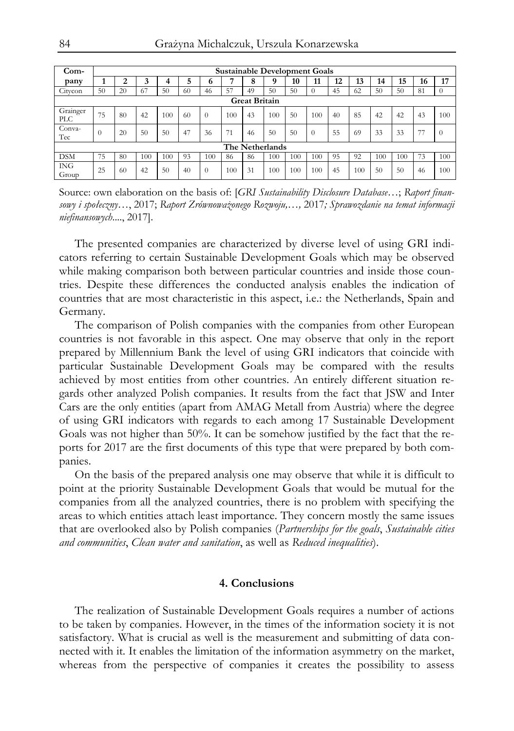| Company | Sustainable Development Goals | | | | | | | | | | | | | | | | |
|---|---|---|---|---|---|---|---|---|---|---|---|---|---|---|---|---|---|
| | 1 | 2 | 3 | 4 | 5 | 6 | 7 | 8 | 9 | 10 | 11 | 12 | 13 | 14 | 15 | 16 | 17 |
| Citycon | 50 | 20 | 67 | 50 | 60 | 46 | 57 | 49 | 50 | 50 | 0 | 45 | 62 | 50 | 50 | 81 | 0 |
| **Great Britain** | | | | | | | | | | | | | | | | | |
| Grainger PLC | 75 | 80 | 42 | 100 | 60 | 0 | 100 | 43 | 100 | 50 | 100 | 40 | 85 | 42 | 42 | 43 | 100 |
| Conva-Tec | 0 | 20 | 50 | 50 | 47 | 36 | 71 | 46 | 50 | 50 | 0 | 55 | 69 | 33 | 33 | 77 | 0 |
| **The Netherlands** | | | | | | | | | | | | | | | | | |
| DSM | 75 | 80 | 100 | 100 | 93 | 100 | 86 | 86 | 100 | 100 | 100 | 95 | 92 | 100 | 100 | 73 | 100 |
| ING Group | 25 | 60 | 42 | 50 | 40 | 0 | 100 | 31 | 100 | 100 | 100 | 45 | 100 | 50 | 50 | 46 | 100 |

Source: own elaboration on the basis of: [*GRI Sustainability Disclosure Database…*; *Raport finansowy i społeczny…*, 2017; *Raport Zrównoważonego Rozwoju,…,* 2017*; Sprawozdanie na temat informacji niefinansowych....*, 2017].

The presented companies are characterized by diverse level of using GRI indicators referring to certain Sustainable Development Goals which may be observed while making comparison both between particular countries and inside those countries. Despite these differences the conducted analysis enables the indication of countries that are most characteristic in this aspect, i.e.: the Netherlands, Spain and Germany.

The comparison of Polish companies with the companies from other European countries is not favorable in this aspect. One may observe that only in the report prepared by Millennium Bank the level of using GRI indicators that coincide with particular Sustainable Development Goals may be compared with the results achieved by most entities from other countries. An entirely different situation regards other analyzed Polish companies. It results from the fact that JSW and Inter Cars are the only entities (apart from AMAG Metall from Austria) where the degree of using GRI indicators with regards to each among 17 Sustainable Development Goals was not higher than 50%. It can be somehow justified by the fact that the reports for 2017 are the first documents of this type that were prepared by both companies.

On the basis of the prepared analysis one may observe that while it is difficult to point at the priority Sustainable Development Goals that would be mutual for the companies from all the analyzed countries, there is no problem with specifying the areas to which entities attach least importance. They concern mostly the same issues that are overlooked also by Polish companies (*Partnerships for the goals*, *Sustainable cities and communities*, *Clean water and sanitation*, as well as *Reduced inequalities*).

## 4. Conclusions

The realization of Sustainable Development Goals requires a number of actions to be taken by companies. However, in the times of the information society it is not satisfactory. What is crucial as well is the measurement and submitting of data connected with it. It enables the limitation of the information asymmetry on the market, whereas from the perspective of companies it creates the possibility to assess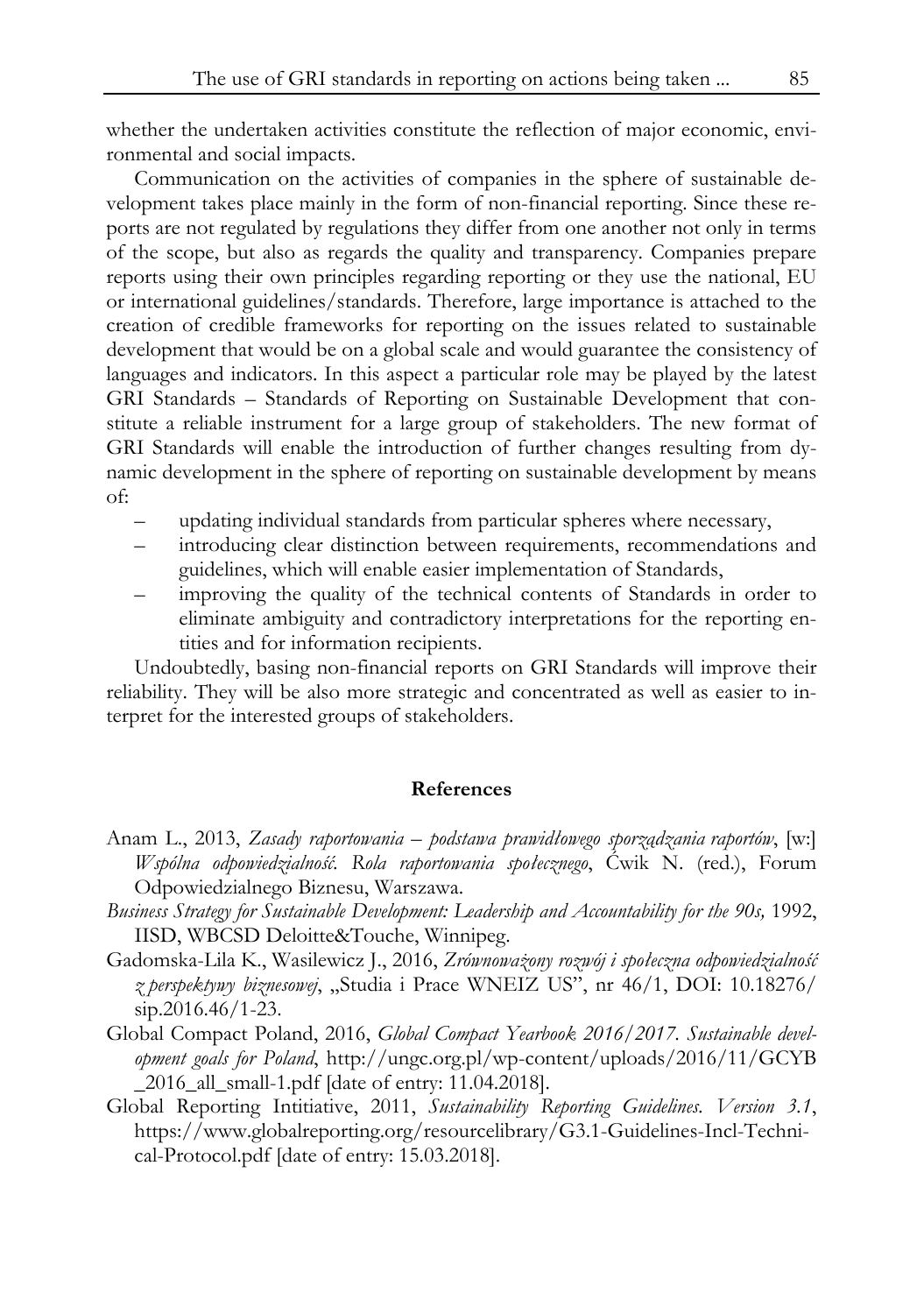whether the undertaken activities constitute the reflection of major economic, environmental and social impacts.

Communication on the activities of companies in the sphere of sustainable development takes place mainly in the form of non-financial reporting. Since these reports are not regulated by regulations they differ from one another not only in terms of the scope, but also as regards the quality and transparency. Companies prepare reports using their own principles regarding reporting or they use the national, EU or international guidelines/standards. Therefore, large importance is attached to the creation of credible frameworks for reporting on the issues related to sustainable development that would be on a global scale and would guarantee the consistency of languages and indicators. In this aspect a particular role may be played by the latest GRI Standards – Standards of Reporting on Sustainable Development that constitute a reliable instrument for a large group of stakeholders. The new format of GRI Standards will enable the introduction of further changes resulting from dynamic development in the sphere of reporting on sustainable development by means of:

- updating individual standards from particular spheres where necessary,
- introducing clear distinction between requirements, recommendations and guidelines, which will enable easier implementation of Standards,
- improving the quality of the technical contents of Standards in order to eliminate ambiguity and contradictory interpretations for the reporting entities and for information recipients.

Undoubtedly, basing non-financial reports on GRI Standards will improve their reliability. They will be also more strategic and concentrated as well as easier to interpret for the interested groups of stakeholders.

## References

Anam L., 2013, *Zasady raportowania – podstawa prawidłowego sporządzania raportów*, [w:] *Wspólna odpowiedzialność. Rola raportowania społecznego*, Ćwik N. (red.), Forum Odpowiedzialnego Biznesu, Warszawa.

*Business Strategy for Sustainable Development: Leadership and Accountability for the 90s,* 1992, IISD, WBCSD Deloitte&Touche, Winnipeg.

Gadomska-Lila K., Wasilewicz J., 2016, *Zrównoważony rozwój i społeczna odpowiedzialność z perspektywy biznesowej*, „Studia i Prace WNEIZ US", nr 46/1, DOI: 10.18276/sip.2016.46/1-23.

Global Compact Poland, 2016, *Global Compact Yearbook 2016/2017. Sustainable development goals for Poland*, http://ungc.org.pl/wp-content/uploads/2016/11/GCYB_2016_all_small-1.pdf [date of entry: 11.04.2018].

Global Reporting Intitiative, 2011, *Sustainability Reporting Guidelines. Version 3.1*, https://www.globalreporting.org/resourcelibrary/G3.1-Guidelines-Incl-Technical-Protocol.pdf [date of entry: 15.03.2018].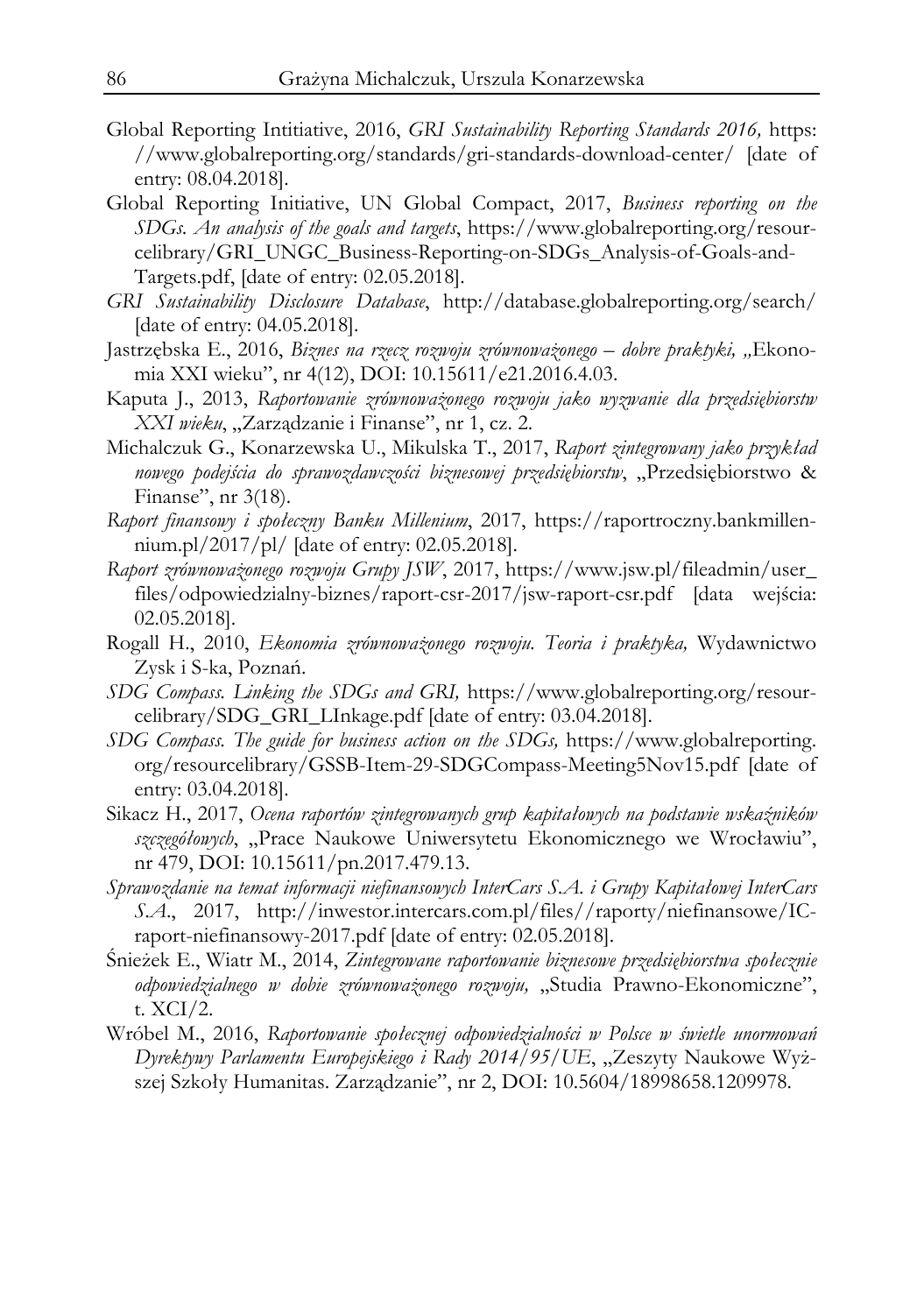Global Reporting Intitiative, 2016, *GRI Sustainability Reporting Standards 2016,* https://www.globalreporting.org/standards/gri-standards-download-center/ [date of entry: 08.04.2018].

Global Reporting Initiative, UN Global Compact, 2017, *Business reporting on the SDGs. An analysis of the goals and targets*, https://www.globalreporting.org/resourcelibrary/GRI_UNGC_Business-Reporting-on-SDGs_Analysis-of-Goals-and-Targets.pdf, [date of entry: 02.05.2018].

*GRI Sustainability Disclosure Database*, http://database.globalreporting.org/search/ [date of entry: 04.05.2018].

Jastrzębska E., 2016, *Biznes na rzecz rozwoju zrównoważonego – dobre praktyki,* „Ekonomia XXI wieku", nr 4(12), DOI: 10.15611/e21.2016.4.03.

Kaputa J., 2013, *Raportowanie zrównoważonego rozwoju jako wyzwanie dla przedsiębiorstw XXI wieku*, „Zarządzanie i Finanse", nr 1, cz. 2.

Michalczuk G., Konarzewska U., Mikulska T., 2017, *Raport zintegrowany jako przykład nowego podejścia do sprawozdawczości biznesowej przedsiębiorstw*, „Przedsiębiorstwo & Finanse", nr 3(18).

*Raport finansowy i społeczny Banku Millenium*, 2017, https://raportroczny.bankmillennium.pl/2017/pl/ [date of entry: 02.05.2018].

*Raport zrównoważonego rozwoju Grupy JSW*, 2017, https://www.jsw.pl/fileadmin/user_files/odpowiedzialny-biznes/raport-csr-2017/jsw-raport-csr.pdf [data wejścia: 02.05.2018].

Rogall H., 2010, *Ekonomia zrównoważonego rozwoju. Teoria i praktyka,* Wydawnictwo Zysk i S-ka, Poznań.

*SDG Compass. Linking the SDGs and GRI,* https://www.globalreporting.org/resourcelibrary/SDG_GRI_LInkage.pdf [date of entry: 03.04.2018].

*SDG Compass. The guide for business action on the SDGs,* https://www.globalreporting.org/resourcelibrary/GSSB-Item-29-SDGCompass-Meeting5Nov15.pdf [date of entry: 03.04.2018].

Sikacz H., 2017, *Ocena raportów zintegrowanych grup kapitałowych na podstawie wskaźników szczegółowych*, „Prace Naukowe Uniwersytetu Ekonomicznego we Wrocławiu", nr 479, DOI: 10.15611/pn.2017.479.13.

*Sprawozdanie na temat informacji niefinansowych InterCars S.A. i Grupy Kapitałowej InterCars S.A.*, 2017, http://inwestor.intercars.com.pl/files//raporty/niefinansowe/IC-raport-niefinansowy-2017.pdf [date of entry: 02.05.2018].

Śnieżek E., Wiatr M., 2014, *Zintegrowane raportowanie biznesowe przedsiębiorstwa społecznie odpowiedzialnego w dobie zrównoważonego rozwoju,* „Studia Prawno-Ekonomiczne", t. XCI/2.

Wróbel M., 2016, *Raportowanie społecznej odpowiedzialności w Polsce w świetle unormowań Dyrektywy Parlamentu Europejskiego i Rady 2014/95/UE*, „Zeszyty Naukowe Wyższej Szkoły Humanitas. Zarządzanie", nr 2, DOI: 10.5604/18998658.1209978.